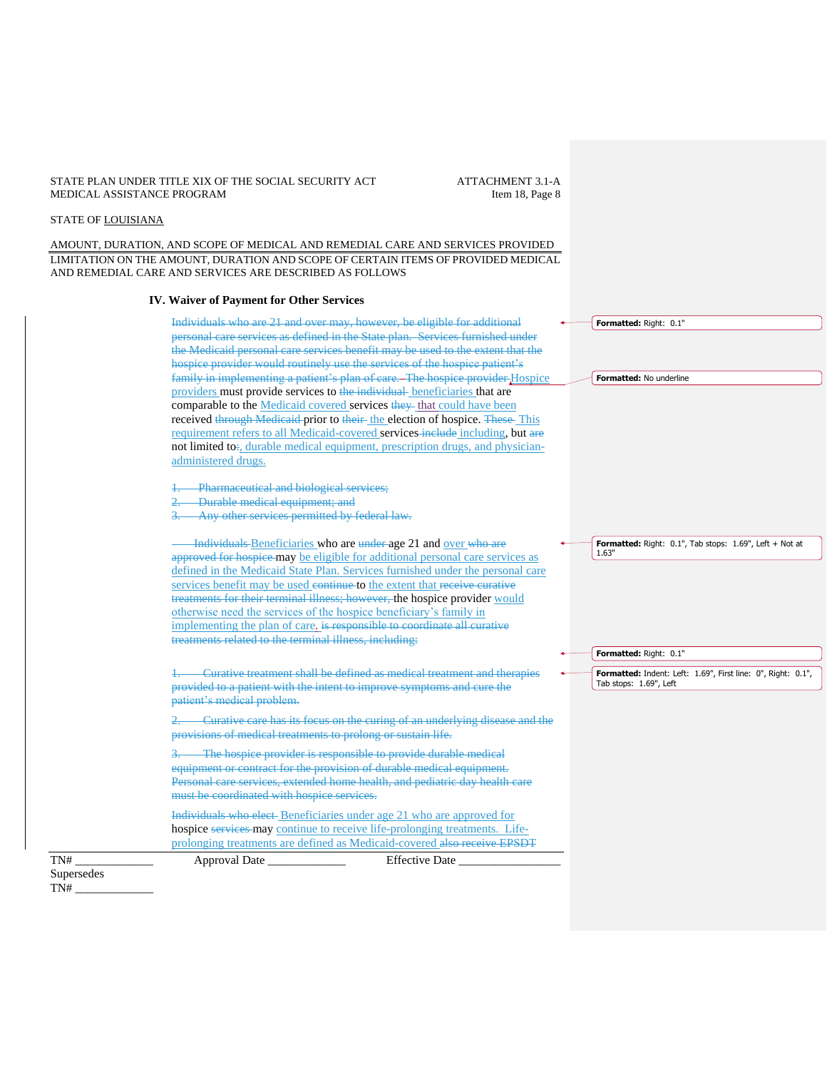**IV. Waiver of Payment for Other Services**

~~Individuals who are 21 and over may, however, be eligible for additional personal care services as defined in the State plan. Services furnished under the Medicaid personal care services benefit may be used to the extent that the hospice provider would routinely use the services of the hospice patient's family in implementing a patient's plan of care. The hospice provider~~ Hospice providers must provide services to ~~the individual~~ beneficiaries that are comparable to the Medicaid covered services ~~they~~ that could have been received ~~through Medicaid~~ prior to ~~their~~ the election of hospice. ~~These~~ This requirement refers to all Medicaid-covered services ~~include~~ including, but ~~are~~ not limited to~~:~~, durable medical equipment, prescription drugs, and physician-administered drugs.

~~1. Pharmaceutical and biological services;~~
~~2. Durable medical equipment; and~~
~~3. Any other services permitted by federal law.~~

~~Individuals~~ Beneficiaries who are ~~under~~ age 21 and over ~~who are approved for hospice~~ may be eligible for additional personal care services as defined in the Medicaid State Plan. Services furnished under the personal care services benefit may be used ~~continue~~ to the extent that ~~receive curative treatments for their terminal illness; however,~~ the hospice provider would otherwise need the services of the hospice beneficiary's family in implementing the plan of care. ~~is responsible to coordinate all curative treatments related to the terminal illness, including:~~

~~1. Curative treatment shall be defined as medical treatment and therapies provided to a patient with the intent to improve symptoms and cure the patient's medical problem.~~

~~2. Curative care has its focus on the curing of an underlying disease and the provisions of medical treatments to prolong or sustain life.~~

~~3. The hospice provider is responsible to provide durable medical equipment or contract for the provision of durable medical equipment. Personal care services, extended home health, and pediatric day health care must be coordinated with hospice services.~~

~~Individuals who elect~~ Beneficiaries under age 21 who are approved for hospice ~~services~~ may continue to receive life-prolonging treatments. Life-prolonging treatments are defined as Medicaid-covered ~~also receive EPSDT~~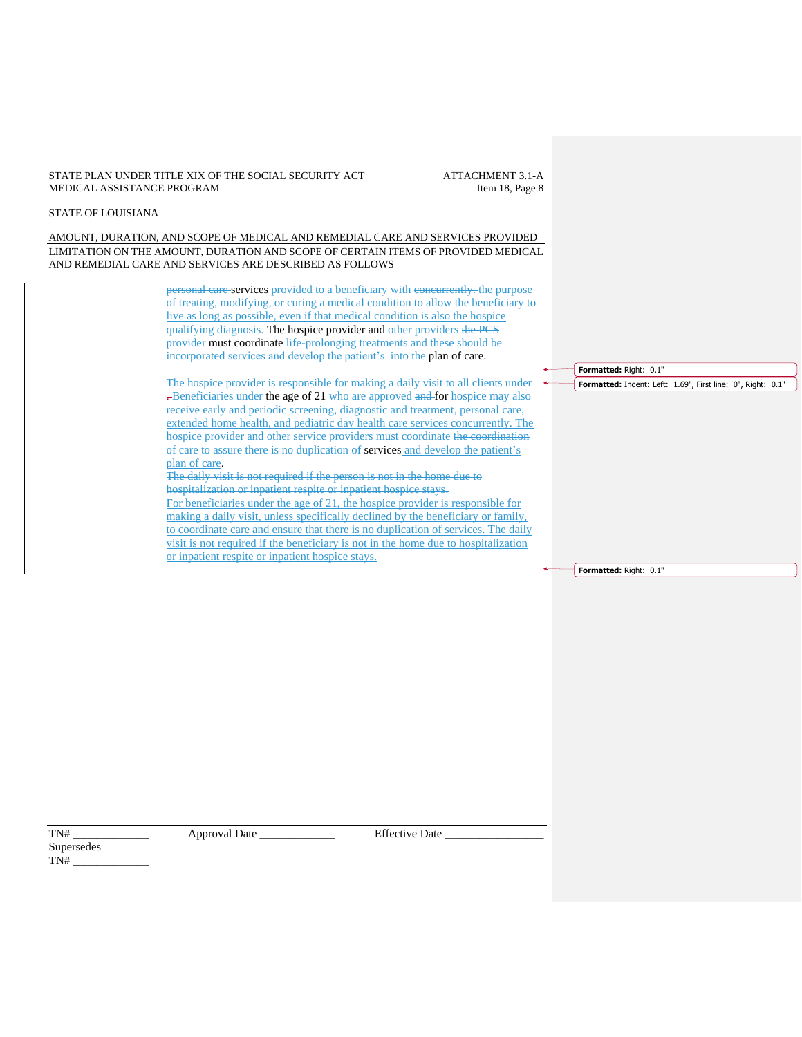STATE PLAN UNDER TITLE XIX OF THE SOCIAL SECURITY ACT
MEDICAL ASSISTANCE PROGRAM

ATTACHMENT 3.1-A
Item 18, Page 8

STATE OF LOUISIANA

AMOUNT, DURATION, AND SCOPE OF MEDICAL AND REMEDIAL CARE AND SERVICES PROVIDED

LIMITATION ON THE AMOUNT, DURATION AND SCOPE OF CERTAIN ITEMS OF PROVIDED MEDICAL AND REMEDIAL CARE AND SERVICES ARE DESCRIBED AS FOLLOWS

~~personal care~~ services provided to a beneficiary with ~~concurrently.~~ the purpose of treating, modifying, or curing a medical condition to allow the beneficiary to live as long as possible, even if that medical condition is also the hospice qualifying diagnosis. The hospice provider and other providers ~~the PCS provider~~ must coordinate life-prolonging treatments and these should be incorporated ~~services and develop the patient's~~ into the plan of care.

~~The hospice provider is responsible for making a daily visit to all clients under .~~ Beneficiaries under the age of 21 who are approved ~~and~~ for hospice may also receive early and periodic screening, diagnostic and treatment, personal care, extended home health, and pediatric day health care services concurrently. The hospice provider and other service providers must coordinate ~~the coordination of care to assure there is no duplication of~~ services and develop the patient's plan of care.

~~The daily visit is not required if the person is not in the home due to hospitalization or inpatient respite or inpatient hospice stays.~~

For beneficiaries under the age of 21, the hospice provider is responsible for making a daily visit, unless specifically declined by the beneficiary or family, to coordinate care and ensure that there is no duplication of services. The daily visit is not required if the beneficiary is not in the home due to hospitalization or inpatient respite or inpatient hospice stays.

TN# _____________ Approval Date _____________ Effective Date _________________
Supersedes
TN# _____________